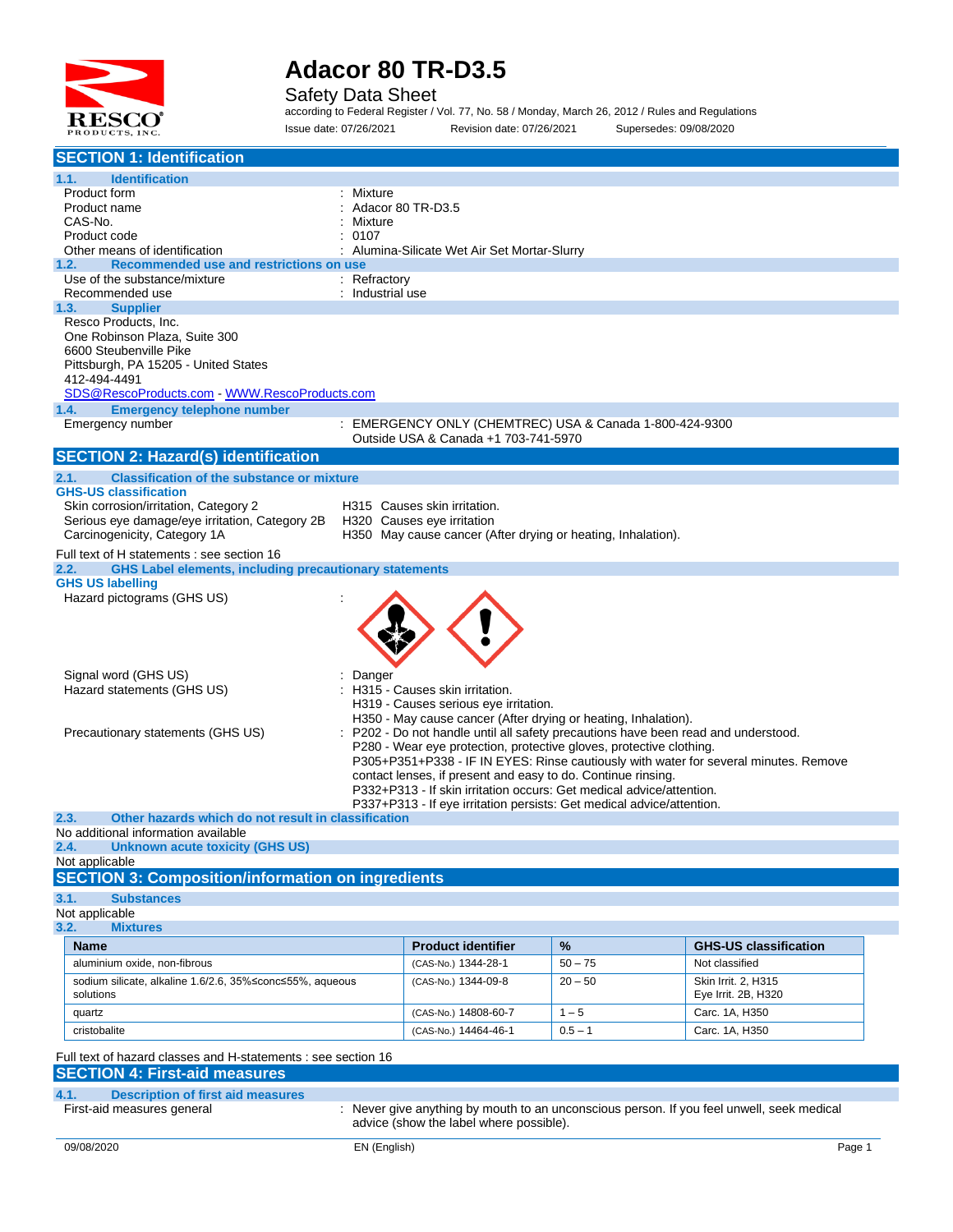# Adacor 80 TR-D3.5

Safety Data Sheet

according to Federal Register / Vol. 77, No. 58 / Monday, March 26, 2012 / Rules and Regulations

Issue date: 07/26/2021 Revision date: 07/26/2021 Supersedes: 09/08/2020

## SECTION 1: Identification

### 1.1. Identification

Product form : Mixture

Product name : Adacor 80 TR-D3.5

CAS-No. : Mixture

Product code : 0107

Other means of identification : Alumina-Silicate Wet Air Set Mortar-Slurry

### 1.2. Recommended use and restrictions on use

Use of the substance/mixture : Refractory

Recommended use : Industrial use

### 1.3. Supplier

Resco Products, Inc.
One Robinson Plaza, Suite 300
6600 Steubenville Pike
Pittsburgh, PA 15205 - United States
412-494-4491
SDS@RescoProducts.com - WWW.RescoProducts.com

### 1.4. Emergency telephone number

Emergency number : EMERGENCY ONLY (CHEMTREC) USA & Canada 1-800-424-9300
Outside USA & Canada +1 703-741-5970

## SECTION 2: Hazard(s) identification

### 2.1. Classification of the substance or mixture

**GHS-US classification**

Skin corrosion/irritation, Category 2 H315 Causes skin irritation.

Serious eye damage/eye irritation, Category 2B H320 Causes eye irritation

Carcinogenicity, Category 1A H350 May cause cancer (After drying or heating, Inhalation).

Full text of H statements : see section 16

### 2.2. GHS Label elements, including precautionary statements

**GHS US labelling**

Hazard pictograms (GHS US) :

Signal word (GHS US) : Danger

Hazard statements (GHS US) : H315 - Causes skin irritation.
H319 - Causes serious eye irritation.
H350 - May cause cancer (After drying or heating, Inhalation).

Precautionary statements (GHS US) : P202 - Do not handle until all safety precautions have been read and understood.
P280 - Wear eye protection, protective gloves, protective clothing.
P305+P351+P338 - IF IN EYES: Rinse cautiously with water for several minutes. Remove contact lenses, if present and easy to do. Continue rinsing.
P332+P313 - If skin irritation occurs: Get medical advice/attention.
P337+P313 - If eye irritation persists: Get medical advice/attention.

### 2.3. Other hazards which do not result in classification

No additional information available

### 2.4. Unknown acute toxicity (GHS US)

Not applicable

## SECTION 3: Composition/information on ingredients

### 3.1. Substances

Not applicable

### 3.2. Mixtures

| Name | Product identifier | % | GHS-US classification |
|---|---|---|---|
| aluminium oxide, non-fibrous | (CAS-No.) 1344-28-1 | 50 – 75 | Not classified |
| sodium silicate, alkaline 1.6/2.6, 35%≤conc≤55%, aqueous solutions | (CAS-No.) 1344-09-8 | 20 – 50 | Skin Irrit. 2, H315<br>Eye Irrit. 2B, H320 |
| quartz | (CAS-No.) 14808-60-7 | 1 – 5 | Carc. 1A, H350 |
| cristobalite | (CAS-No.) 14464-46-1 | 0.5 – 1 | Carc. 1A, H350 |

Full text of hazard classes and H-statements : see section 16

## SECTION 4: First-aid measures

### 4.1. Description of first aid measures

First-aid measures general : Never give anything by mouth to an unconscious person. If you feel unwell, seek medical advice (show the label where possible).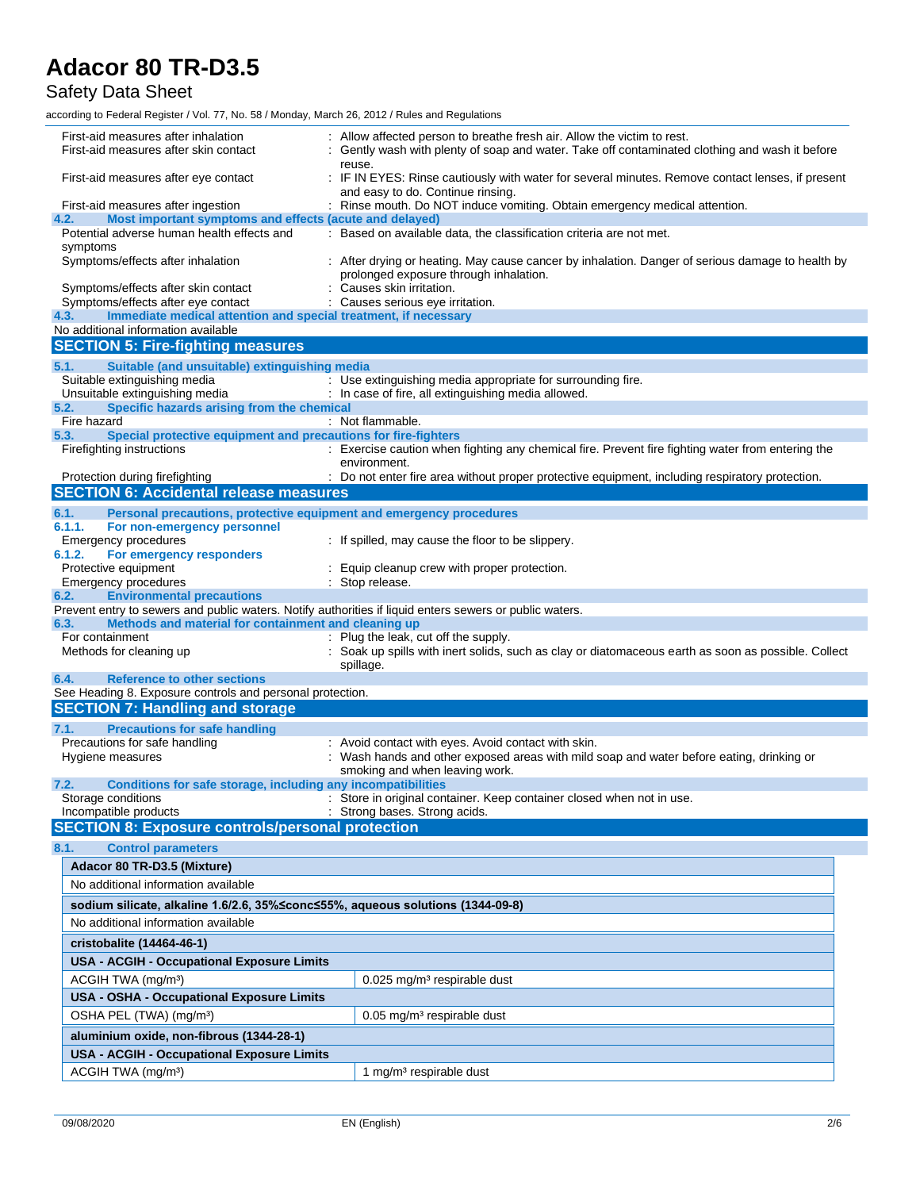First-aid measures after inhalation : Allow affected person to breathe fresh air. Allow the victim to rest.

First-aid measures after skin contact : Gently wash with plenty of soap and water. Take off contaminated clothing and wash it before reuse.

First-aid measures after eye contact : IF IN EYES: Rinse cautiously with water for several minutes. Remove contact lenses, if present and easy to do. Continue rinsing.

First-aid measures after ingestion : Rinse mouth. Do NOT induce vomiting. Obtain emergency medical attention.

### 4.2. Most important symptoms and effects (acute and delayed)

Potential adverse human health effects and symptoms : Based on available data, the classification criteria are not met.

Symptoms/effects after inhalation : After drying or heating. May cause cancer by inhalation. Danger of serious damage to health by prolonged exposure through inhalation.

Symptoms/effects after skin contact : Causes skin irritation.

Symptoms/effects after eye contact : Causes serious eye irritation.

### 4.3. Immediate medical attention and special treatment, if necessary

No additional information available

## SECTION 5: Fire-fighting measures

### 5.1. Suitable (and unsuitable) extinguishing media

Suitable extinguishing media : Use extinguishing media appropriate for surrounding fire.

Unsuitable extinguishing media : In case of fire, all extinguishing media allowed.

### 5.2. Specific hazards arising from the chemical

Fire hazard : Not flammable.

### 5.3. Special protective equipment and precautions for fire-fighters

Firefighting instructions : Exercise caution when fighting any chemical fire. Prevent fire fighting water from entering the environment.

Protection during firefighting : Do not enter fire area without proper protective equipment, including respiratory protection.

## SECTION 6: Accidental release measures

### 6.1. Personal precautions, protective equipment and emergency procedures

#### 6.1.1. For non-emergency personnel

Emergency procedures : If spilled, may cause the floor to be slippery.

#### 6.1.2. For emergency responders

Protective equipment : Equip cleanup crew with proper protection.

Emergency procedures : Stop release.

### 6.2. Environmental precautions

Prevent entry to sewers and public waters. Notify authorities if liquid enters sewers or public waters.

### 6.3. Methods and material for containment and cleaning up

For containment : Plug the leak, cut off the supply.

Methods for cleaning up : Soak up spills with inert solids, such as clay or diatomaceous earth as soon as possible. Collect spillage.

### 6.4. Reference to other sections

See Heading 8. Exposure controls and personal protection.

## SECTION 7: Handling and storage

### 7.1. Precautions for safe handling

Precautions for safe handling : Avoid contact with eyes. Avoid contact with skin.

Hygiene measures : Wash hands and other exposed areas with mild soap and water before eating, drinking or smoking and when leaving work.

### 7.2. Conditions for safe storage, including any incompatibilities

Storage conditions : Store in original container. Keep container closed when not in use.

Incompatible products : Strong bases. Strong acids.

## SECTION 8: Exposure controls/personal protection

### 8.1. Control parameters

| **Adacor 80 TR-D3.5 (Mixture)** | |
|---|---|
| No additional information available | |
| **sodium silicate, alkaline 1.6/2.6, 35%≤conc≤55%, aqueous solutions (1344-09-8)** | |
| No additional information available | |
| **cristobalite (14464-46-1)** | |
| **USA - ACGIH - Occupational Exposure Limits** | |
| ACGIH TWA (mg/m³) | 0.025 mg/m³ respirable dust |
| **USA - OSHA - Occupational Exposure Limits** | |
| OSHA PEL (TWA) (mg/m³) | 0.05 mg/m³ respirable dust |
| **aluminium oxide, non-fibrous (1344-28-1)** | |
| **USA - ACGIH - Occupational Exposure Limits** | |
| ACGIH TWA (mg/m³) | 1 mg/m³ respirable dust |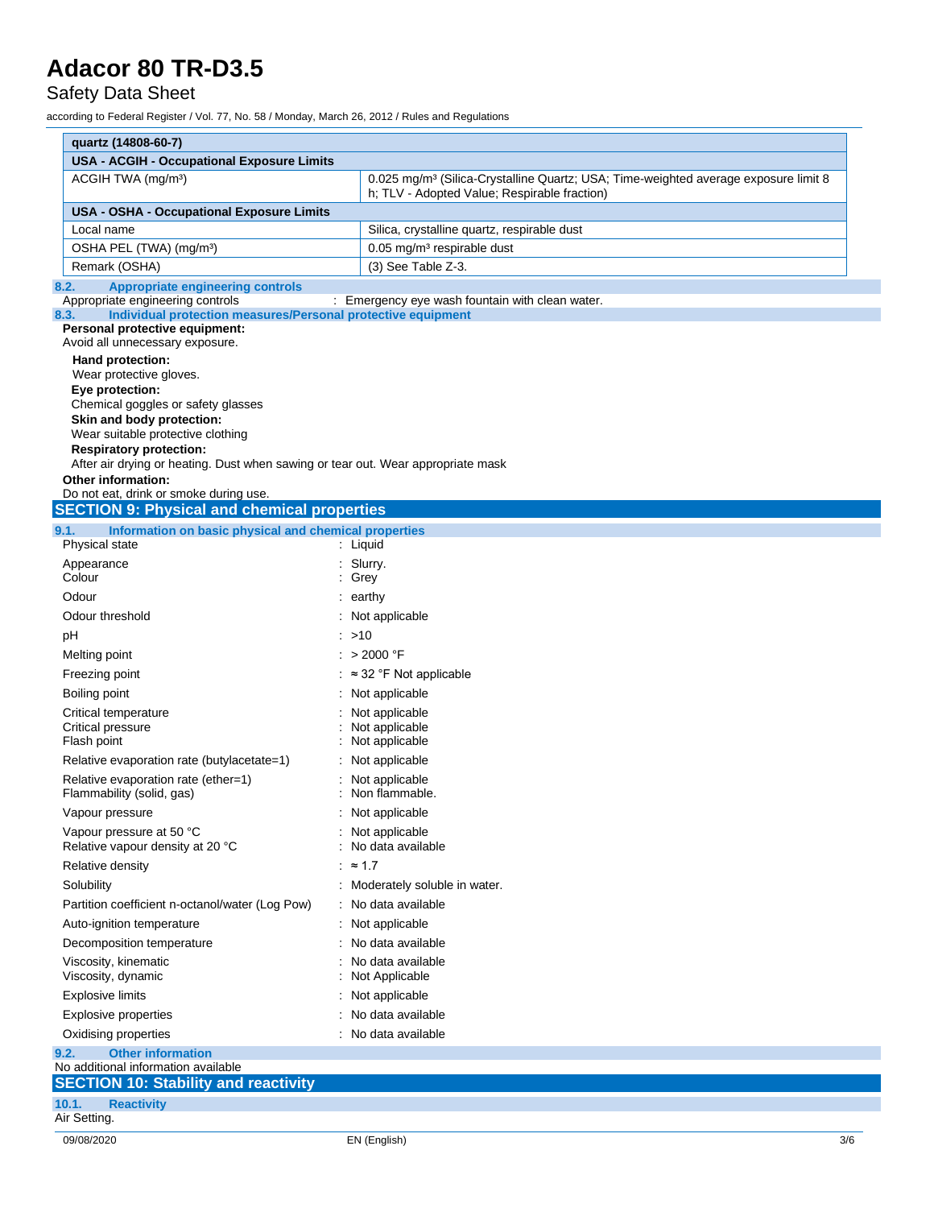| quartz (14808-60-7) | |
|---|---|
| **USA - ACGIH - Occupational Exposure Limits** | |
| ACGIH TWA (mg/m³) | 0.025 mg/m³ (Silica-Crystalline Quartz; USA; Time-weighted average exposure limit 8 h; TLV - Adopted Value; Respirable fraction) |
| **USA - OSHA - Occupational Exposure Limits** | |
| Local name | Silica, crystalline quartz, respirable dust |
| OSHA PEL (TWA) (mg/m³) | 0.05 mg/m³ respirable dust |
| Remark (OSHA) | (3) See Table Z-3. |

### 8.2. Appropriate engineering controls

Appropriate engineering controls : Emergency eye wash fountain with clean water.

### 8.3. Individual protection measures/Personal protective equipment

**Personal protective equipment:**
Avoid all unnecessary exposure.

**Hand protection:**
Wear protective gloves.

**Eye protection:**
Chemical goggles or safety glasses

**Skin and body protection:**
Wear suitable protective clothing

**Respiratory protection:**
After air drying or heating. Dust when sawing or tear out. Wear appropriate mask

**Other information:**
Do not eat, drink or smoke during use.

## SECTION 9: Physical and chemical properties

### 9.1. Information on basic physical and chemical properties

| | |
|---|---|
| Physical state | : Liquid |
| Appearance | : Slurry. |
| Colour | : Grey |
| Odour | : earthy |
| Odour threshold | : Not applicable |
| pH | : >10 |
| Melting point | : > 2000 °F |
| Freezing point | : ≈ 32 °F Not applicable |
| Boiling point | : Not applicable |
| Critical temperature | : Not applicable |
| Critical pressure | : Not applicable |
| Flash point | : Not applicable |
| Relative evaporation rate (butylacetate=1) | : Not applicable |
| Relative evaporation rate (ether=1) | : Not applicable |
| Flammability (solid, gas) | : Non flammable. |
| Vapour pressure | : Not applicable |
| Vapour pressure at 50 °C | : Not applicable |
| Relative vapour density at 20 °C | : No data available |
| Relative density | : ≈ 1.7 |
| Solubility | : Moderately soluble in water. |
| Partition coefficient n-octanol/water (Log Pow) | : No data available |
| Auto-ignition temperature | : Not applicable |
| Decomposition temperature | : No data available |
| Viscosity, kinematic | : No data available |
| Viscosity, dynamic | : Not Applicable |
| Explosive limits | : Not applicable |
| Explosive properties | : No data available |
| Oxidising properties | : No data available |

### 9.2. Other information

No additional information available

## SECTION 10: Stability and reactivity

### 10.1. Reactivity

Air Setting.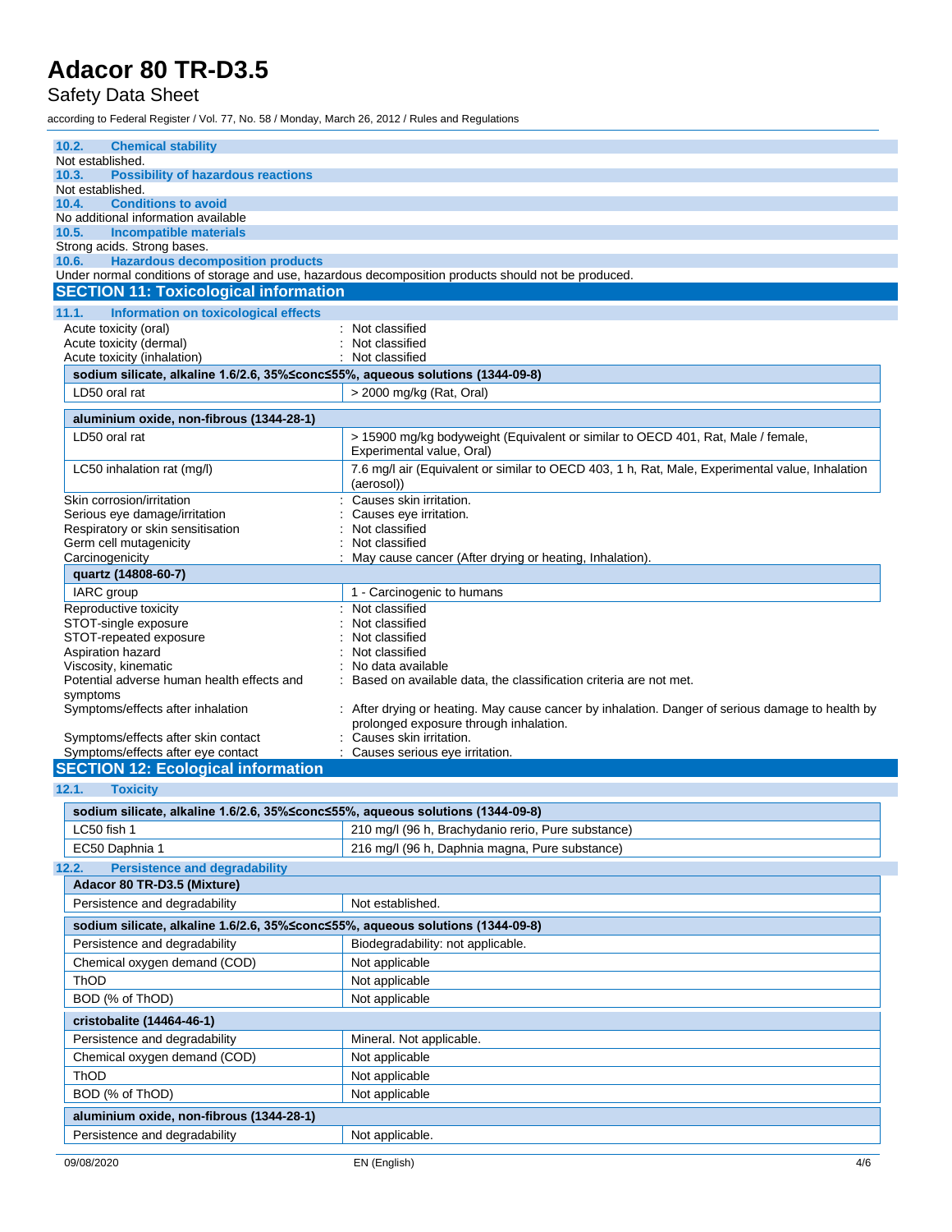### 10.2. Chemical stability

Not established.

### 10.3. Possibility of hazardous reactions

Not established.

### 10.4. Conditions to avoid

No additional information available

### 10.5. Incompatible materials

Strong acids. Strong bases.

### 10.6. Hazardous decomposition products

Under normal conditions of storage and use, hazardous decomposition products should not be produced.

## SECTION 11: Toxicological information

### 11.1. Information on toxicological effects

Acute toxicity (oral) : Not classified
Acute toxicity (dermal) : Not classified
Acute toxicity (inhalation) : Not classified

| sodium silicate, alkaline 1.6/2.6, 35%≤conc≤55%, aqueous solutions (1344-09-8) | |
|---|---|
| LD50 oral rat | > 2000 mg/kg (Rat, Oral) |

| aluminium oxide, non-fibrous (1344-28-1) | |
|---|---|
| LD50 oral rat | > 15900 mg/kg bodyweight (Equivalent or similar to OECD 401, Rat, Male / female, Experimental value, Oral) |
| LC50 inhalation rat (mg/l) | 7.6 mg/l air (Equivalent or similar to OECD 403, 1 h, Rat, Male, Experimental value, Inhalation (aerosol)) |

Skin corrosion/irritation : Causes skin irritation.
Serious eye damage/irritation : Causes eye irritation.
Respiratory or skin sensitisation : Not classified
Germ cell mutagenicity : Not classified
Carcinogenicity : May cause cancer (After drying or heating, Inhalation).

| quartz (14808-60-7) | |
|---|---|
| IARC group | 1 - Carcinogenic to humans |

Reproductive toxicity : Not classified
STOT-single exposure : Not classified
STOT-repeated exposure : Not classified
Aspiration hazard : Not classified
Viscosity, kinematic : No data available
Potential adverse human health effects and symptoms : Based on available data, the classification criteria are not met.
Symptoms/effects after inhalation : After drying or heating. May cause cancer by inhalation. Danger of serious damage to health by prolonged exposure through inhalation.
Symptoms/effects after skin contact : Causes skin irritation.
Symptoms/effects after eye contact : Causes serious eye irritation.

## SECTION 12: Ecological information

### 12.1. Toxicity

| sodium silicate, alkaline 1.6/2.6, 35%≤conc≤55%, aqueous solutions (1344-09-8) | |
|---|---|
| LC50 fish 1 | 210 mg/l (96 h, Brachydanio rerio, Pure substance) |
| EC50 Daphnia 1 | 216 mg/l (96 h, Daphnia magna, Pure substance) |

### 12.2. Persistence and degradability

| Adacor 80 TR-D3.5 (Mixture) | |
|---|---|
| Persistence and degradability | Not established. |

| sodium silicate, alkaline 1.6/2.6, 35%≤conc≤55%, aqueous solutions (1344-09-8) | |
|---|---|
| Persistence and degradability | Biodegradability: not applicable. |
| Chemical oxygen demand (COD) | Not applicable |
| ThOD | Not applicable |
| BOD (% of ThOD) | Not applicable |

| cristobalite (14464-46-1) | |
|---|---|
| Persistence and degradability | Mineral. Not applicable. |
| Chemical oxygen demand (COD) | Not applicable |
| ThOD | Not applicable |
| BOD (% of ThOD) | Not applicable |

| aluminium oxide, non-fibrous (1344-28-1) | |
|---|---|
| Persistence and degradability | Not applicable. |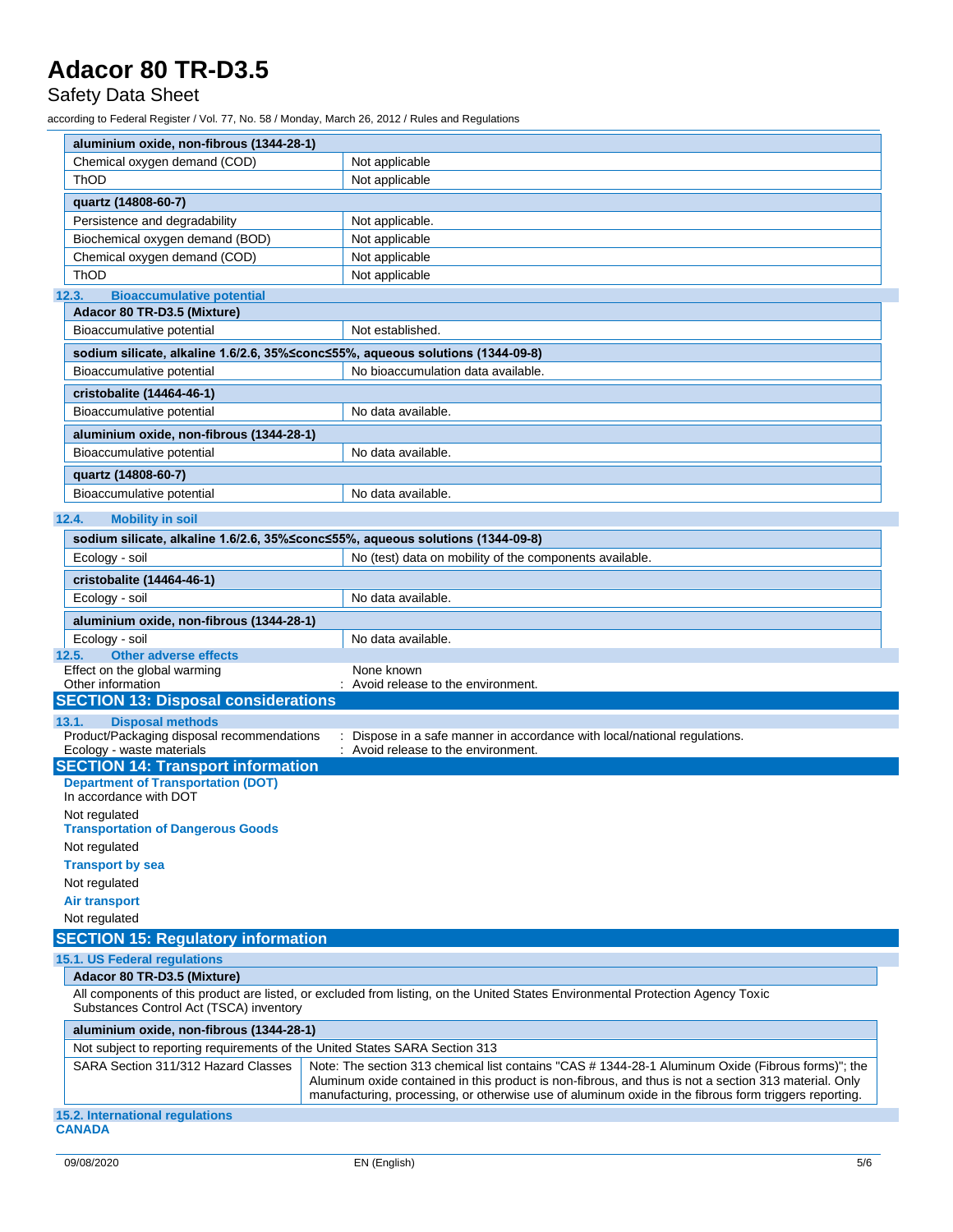| aluminium oxide, non-fibrous (1344-28-1) | |
|---|---|
| Chemical oxygen demand (COD) | Not applicable |
| ThOD | Not applicable |

| quartz (14808-60-7) | |
|---|---|
| Persistence and degradability | Not applicable. |
| Biochemical oxygen demand (BOD) | Not applicable |
| Chemical oxygen demand (COD) | Not applicable |
| ThOD | Not applicable |

### 12.3. Bioaccumulative potential

| Adacor 80 TR-D3.5 (Mixture) | |
|---|---|
| Bioaccumulative potential | Not established. |

| sodium silicate, alkaline 1.6/2.6, 35%≤conc≤55%, aqueous solutions (1344-09-8) | |
|---|---|
| Bioaccumulative potential | No bioaccumulation data available. |

| cristobalite (14464-46-1) | |
|---|---|
| Bioaccumulative potential | No data available. |

| aluminium oxide, non-fibrous (1344-28-1) | |
|---|---|
| Bioaccumulative potential | No data available. |

| quartz (14808-60-7) | |
|---|---|
| Bioaccumulative potential | No data available. |

### 12.4. Mobility in soil

| sodium silicate, alkaline 1.6/2.6, 35%≤conc≤55%, aqueous solutions (1344-09-8) | |
|---|---|
| Ecology - soil | No (test) data on mobility of the components available. |

| cristobalite (14464-46-1) | |
|---|---|
| Ecology - soil | No data available. |

| aluminium oxide, non-fibrous (1344-28-1) | |
|---|---|
| Ecology - soil | No data available. |

### 12.5. Other adverse effects

Effect on the global warming : None known

Other information : Avoid release to the environment.

## SECTION 13: Disposal considerations

### 13.1. Disposal methods

Product/Packaging disposal recommendations : Dispose in a safe manner in accordance with local/national regulations.

Ecology - waste materials : Avoid release to the environment.

## SECTION 14: Transport information

**Department of Transportation (DOT)**

In accordance with DOT

Not regulated

**Transportation of Dangerous Goods**

Not regulated

**Transport by sea**

Not regulated

**Air transport**

Not regulated

## SECTION 15: Regulatory information

### 15.1. US Federal regulations

**Adacor 80 TR-D3.5 (Mixture)**

All components of this product are listed, or excluded from listing, on the United States Environmental Protection Agency Toxic Substances Control Act (TSCA) inventory

| aluminium oxide, non-fibrous (1344-28-1) | |
|---|---|
| Not subject to reporting requirements of the United States SARA Section 313 | |
| SARA Section 311/312 Hazard Classes | Note: The section 313 chemical list contains "CAS # 1344-28-1 Aluminum Oxide (Fibrous forms)"; the Aluminum oxide contained in this product is non-fibrous, and thus is not a section 313 material. Only manufacturing, processing, or otherwise use of aluminum oxide in the fibrous form triggers reporting. |

### 15.2. International regulations

**CANADA**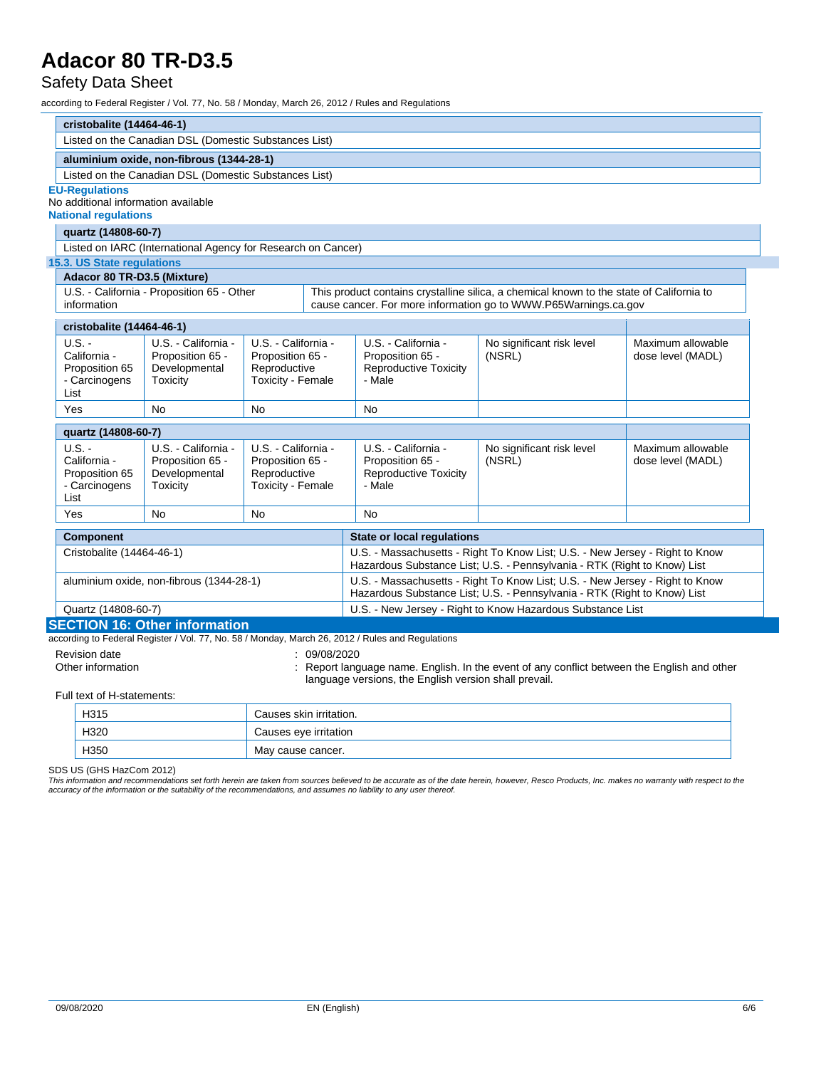| cristobalite (14464-46-1) |
|---|
| Listed on the Canadian DSL (Domestic Substances List) |

| aluminium oxide, non-fibrous (1344-28-1) |
|---|
| Listed on the Canadian DSL (Domestic Substances List) |

**EU-Regulations**

No additional information available

**National regulations**

| quartz (14808-60-7) |
|---|
| Listed on IARC (International Agency for Research on Cancer) |

### 15.3. US State regulations

| Adacor 80 TR-D3.5 (Mixture) | |
|---|---|
| U.S. - California - Proposition 65 - Other information | This product contains crystalline silica, a chemical known to the state of California to cause cancer. For more information go to WWW.P65Warnings.ca.gov |

| cristobalite (14464-46-1) | | | | | |
|---|---|---|---|---|---|
| U.S. - California - Proposition 65 - Carcinogens List | U.S. - California - Proposition 65 - Developmental Toxicity | U.S. - California - Proposition 65 - Reproductive Toxicity - Female | U.S. - California - Proposition 65 - Reproductive Toxicity - Male | No significant risk level (NSRL) | Maximum allowable dose level (MADL) |
| Yes | No | No | No | | |

| quartz (14808-60-7) | | | | | |
|---|---|---|---|---|---|
| U.S. - California - Proposition 65 - Carcinogens List | U.S. - California - Proposition 65 - Developmental Toxicity | U.S. - California - Proposition 65 - Reproductive Toxicity - Female | U.S. - California - Proposition 65 - Reproductive Toxicity - Male | No significant risk level (NSRL) | Maximum allowable dose level (MADL) |
| Yes | No | No | No | | |

| Component | State or local regulations |
|---|---|
| Cristobalite (14464-46-1) | U.S. - Massachusetts - Right To Know List; U.S. - New Jersey - Right to Know Hazardous Substance List; U.S. - Pennsylvania - RTK (Right to Know) List |
| aluminium oxide, non-fibrous (1344-28-1) | U.S. - Massachusetts - Right To Know List; U.S. - New Jersey - Right to Know Hazardous Substance List; U.S. - Pennsylvania - RTK (Right to Know) List |
| Quartz (14808-60-7) | U.S. - New Jersey - Right to Know Hazardous Substance List |

## SECTION 16: Other information

according to Federal Register / Vol. 77, No. 58 / Monday, March 26, 2012 / Rules and Regulations

Revision date : 09/08/2020

Other information : Report language name. English. In the event of any conflict between the English and other language versions, the English version shall prevail.

Full text of H-statements:

| | |
|---|---|
| H315 | Causes skin irritation. |
| H320 | Causes eye irritation |
| H350 | May cause cancer. |

SDS US (GHS HazCom 2012)

*This information and recommendations set forth herein are taken from sources believed to be accurate as of the date herein, however, Resco Products, Inc. makes no warranty with respect to the accuracy of the information or the suitability of the recommendations, and assumes no liability to any user thereof.*